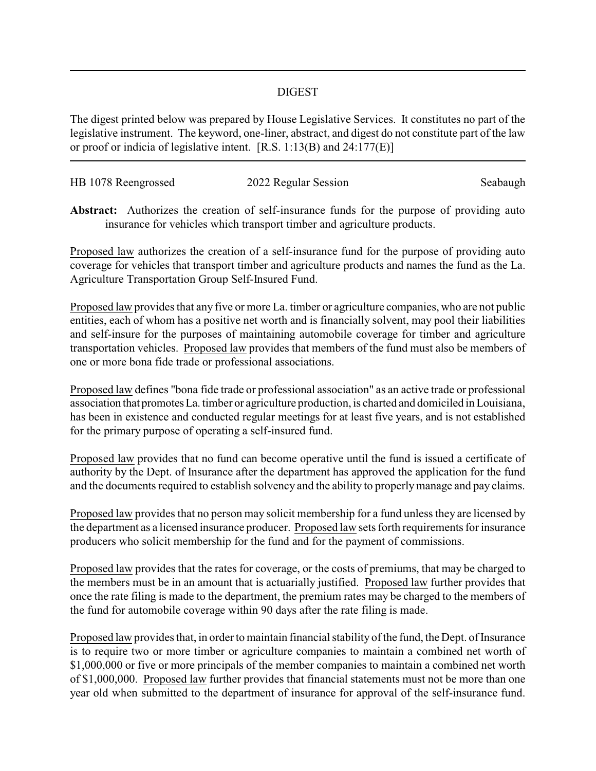# DIGEST

The digest printed below was prepared by House Legislative Services. It constitutes no part of the legislative instrument. The keyword, one-liner, abstract, and digest do not constitute part of the law or proof or indicia of legislative intent. [R.S. 1:13(B) and 24:177(E)]

HB 1078 Reengrossed — 2022 Regular Session — Seabaugh

**Abstract:** Authorizes the creation of self-insurance funds for the purpose of providing auto insurance for vehicles which transport timber and agriculture products.

Proposed law authorizes the creation of a self-insurance fund for the purpose of providing auto coverage for vehicles that transport timber and agriculture products and names the fund as the La. Agriculture Transportation Group Self-Insured Fund.

Proposed law provides that any five or more La. timber or agriculture companies, who are not public entities, each of whom has a positive net worth and is financially solvent, may pool their liabilities and self-insure for the purposes of maintaining automobile coverage for timber and agriculture transportation vehicles. Proposed law provides that members of the fund must also be members of one or more bona fide trade or professional associations.

Proposed law defines "bona fide trade or professional association" as an active trade or professional association that promotes La. timber or agriculture production, is charted and domiciled in Louisiana, has been in existence and conducted regular meetings for at least five years, and is not established for the primary purpose of operating a self-insured fund.

Proposed law provides that no fund can become operative until the fund is issued a certificate of authority by the Dept. of Insurance after the department has approved the application for the fund and the documents required to establish solvency and the ability to properly manage and pay claims.

Proposed law provides that no person may solicit membership for a fund unless they are licensed by the department as a licensed insurance producer. Proposed law sets forth requirements for insurance producers who solicit membership for the fund and for the payment of commissions.

Proposed law provides that the rates for coverage, or the costs of premiums, that may be charged to the members must be in an amount that is actuarially justified. Proposed law further provides that once the rate filing is made to the department, the premium rates may be charged to the members of the fund for automobile coverage within 90 days after the rate filing is made.

Proposed law provides that, in order to maintain financial stability of the fund, the Dept. of Insurance is to require two or more timber or agriculture companies to maintain a combined net worth of $1,000,000 or five or more principals of the member companies to maintain a combined net worth of $1,000,000. Proposed law further provides that financial statements must not be more than one year old when submitted to the department of insurance for approval of the self-insurance fund.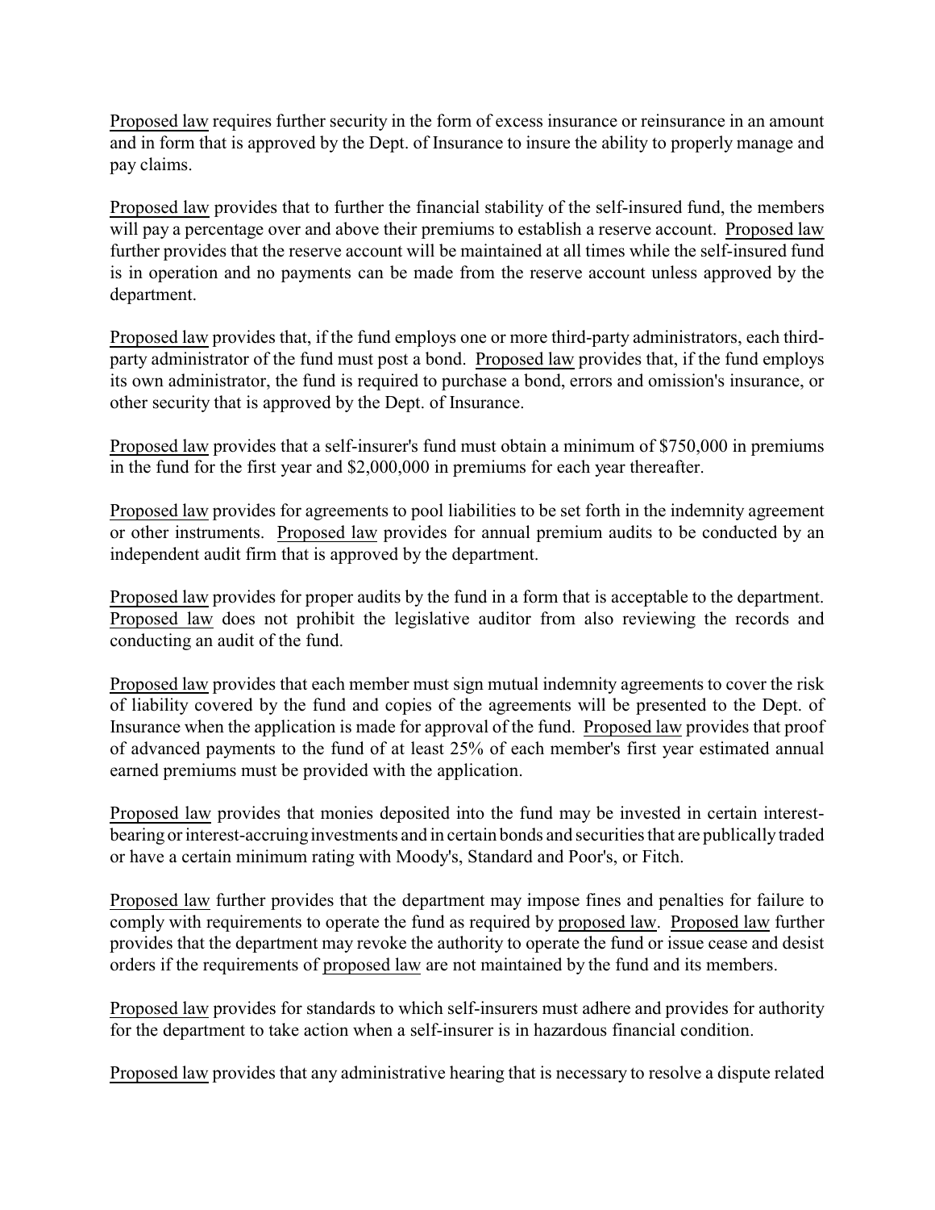Proposed law requires further security in the form of excess insurance or reinsurance in an amount and in form that is approved by the Dept. of Insurance to insure the ability to properly manage and pay claims.

Proposed law provides that to further the financial stability of the self-insured fund, the members will pay a percentage over and above their premiums to establish a reserve account. Proposed law further provides that the reserve account will be maintained at all times while the self-insured fund is in operation and no payments can be made from the reserve account unless approved by the department.

Proposed law provides that, if the fund employs one or more third-party administrators, each third-party administrator of the fund must post a bond. Proposed law provides that, if the fund employs its own administrator, the fund is required to purchase a bond, errors and omission's insurance, or other security that is approved by the Dept. of Insurance.

Proposed law provides that a self-insurer's fund must obtain a minimum of $750,000 in premiums in the fund for the first year and $2,000,000 in premiums for each year thereafter.

Proposed law provides for agreements to pool liabilities to be set forth in the indemnity agreement or other instruments. Proposed law provides for annual premium audits to be conducted by an independent audit firm that is approved by the department.

Proposed law provides for proper audits by the fund in a form that is acceptable to the department. Proposed law does not prohibit the legislative auditor from also reviewing the records and conducting an audit of the fund.

Proposed law provides that each member must sign mutual indemnity agreements to cover the risk of liability covered by the fund and copies of the agreements will be presented to the Dept. of Insurance when the application is made for approval of the fund. Proposed law provides that proof of advanced payments to the fund of at least 25% of each member's first year estimated annual earned premiums must be provided with the application.

Proposed law provides that monies deposited into the fund may be invested in certain interest-bearing or interest-accruing investments and in certain bonds and securities that are publically traded or have a certain minimum rating with Moody's, Standard and Poor's, or Fitch.

Proposed law further provides that the department may impose fines and penalties for failure to comply with requirements to operate the fund as required by proposed law. Proposed law further provides that the department may revoke the authority to operate the fund or issue cease and desist orders if the requirements of proposed law are not maintained by the fund and its members.

Proposed law provides for standards to which self-insurers must adhere and provides for authority for the department to take action when a self-insurer is in hazardous financial condition.

Proposed law provides that any administrative hearing that is necessary to resolve a dispute related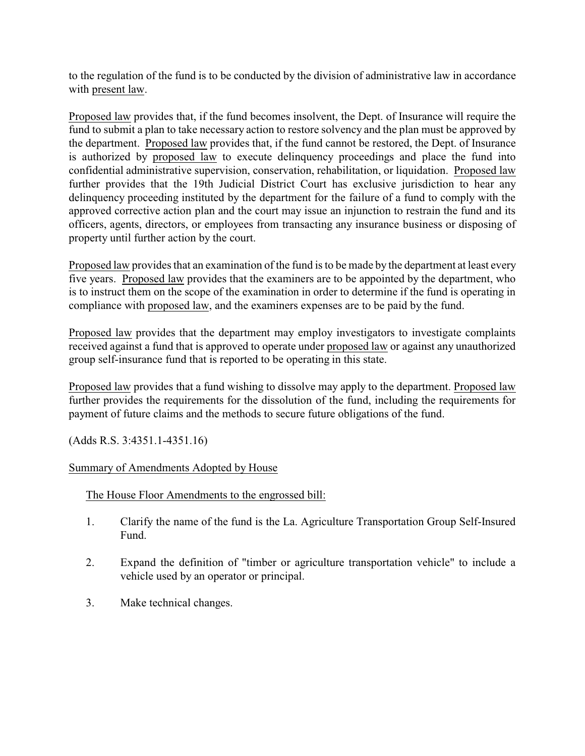to the regulation of the fund is to be conducted by the division of administrative law in accordance with present law.

Proposed law provides that, if the fund becomes insolvent, the Dept. of Insurance will require the fund to submit a plan to take necessary action to restore solvency and the plan must be approved by the department. Proposed law provides that, if the fund cannot be restored, the Dept. of Insurance is authorized by proposed law to execute delinquency proceedings and place the fund into confidential administrative supervision, conservation, rehabilitation, or liquidation. Proposed law further provides that the 19th Judicial District Court has exclusive jurisdiction to hear any delinquency proceeding instituted by the department for the failure of a fund to comply with the approved corrective action plan and the court may issue an injunction to restrain the fund and its officers, agents, directors, or employees from transacting any insurance business or disposing of property until further action by the court.

Proposed law provides that an examination of the fund is to be made by the department at least every five years. Proposed law provides that the examiners are to be appointed by the department, who is to instruct them on the scope of the examination in order to determine if the fund is operating in compliance with proposed law, and the examiners expenses are to be paid by the fund.

Proposed law provides that the department may employ investigators to investigate complaints received against a fund that is approved to operate under proposed law or against any unauthorized group self-insurance fund that is reported to be operating in this state.

Proposed law provides that a fund wishing to dissolve may apply to the department. Proposed law further provides the requirements for the dissolution of the fund, including the requirements for payment of future claims and the methods to secure future obligations of the fund.

(Adds R.S. 3:4351.1-4351.16)

Summary of Amendments Adopted by House

The House Floor Amendments to the engrossed bill:

1. Clarify the name of the fund is the La. Agriculture Transportation Group Self-Insured Fund.

2. Expand the definition of "timber or agriculture transportation vehicle" to include a vehicle used by an operator or principal.

3. Make technical changes.